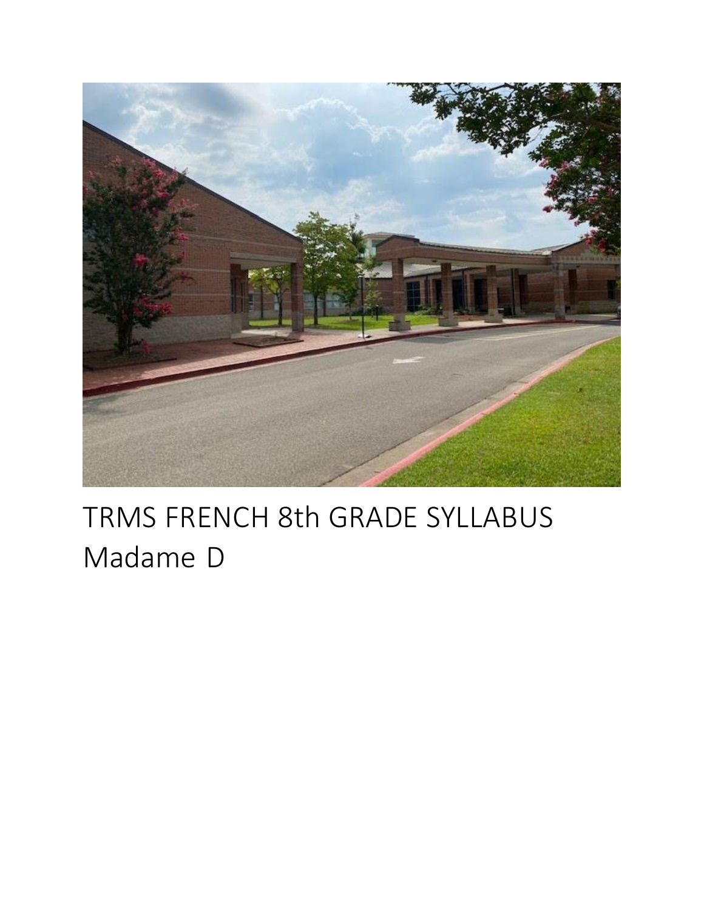# TRMS FRENCH 8th GRADE SYLLABUS Madame D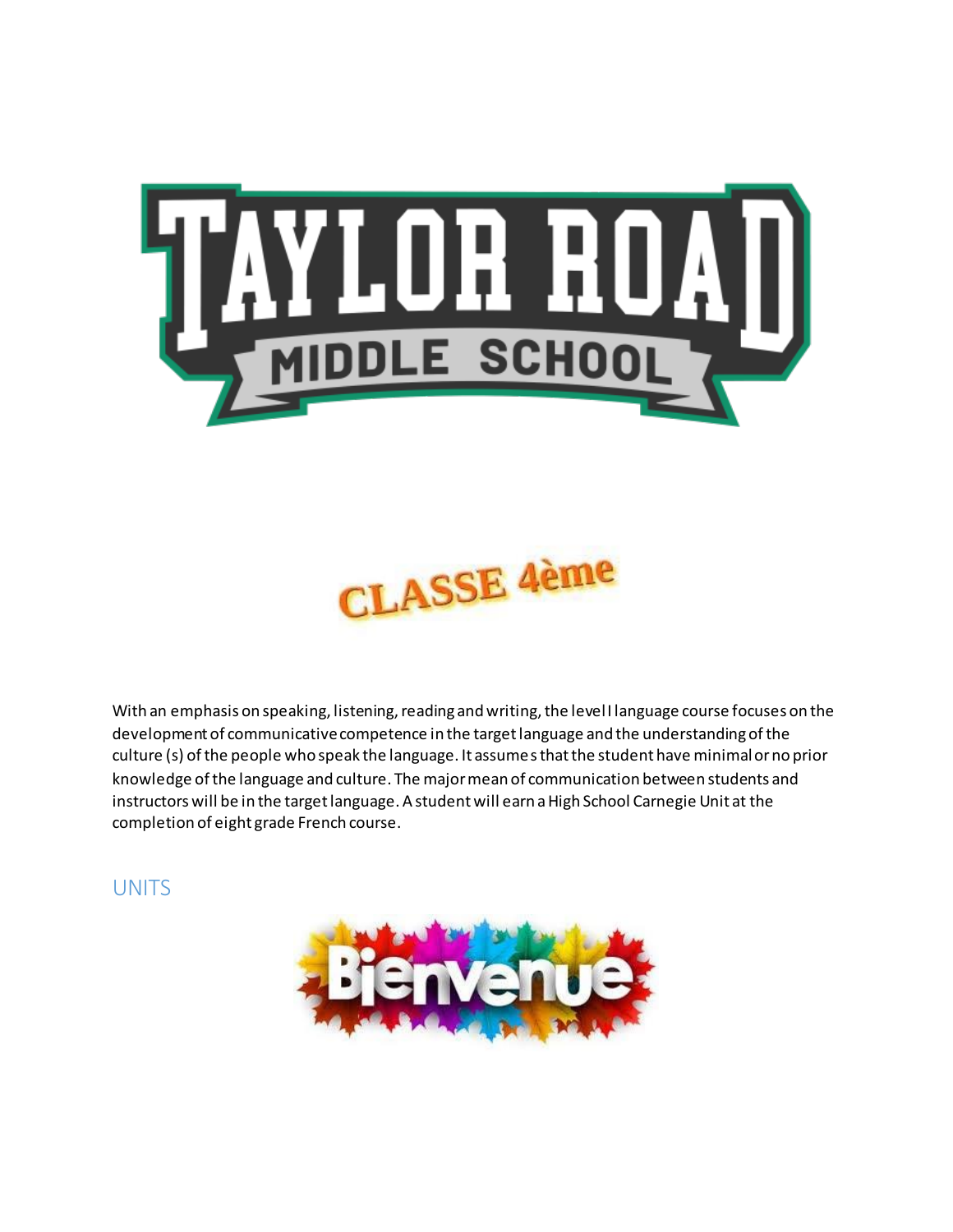# CLASSE 4ème

With an emphasis on speaking, listening, reading and writing, the level I language course focuses on the development of communicative competence in the target language and the understanding of the culture (s) of the people who speak the language. It assumes that the student have minimal or no prior knowledge of the language and culture. The major mean of communication between students and instructors will be in the target language. A student will earn a High School Carnegie Unit at the completion of eight grade French course.

## UNITS

Bienvenue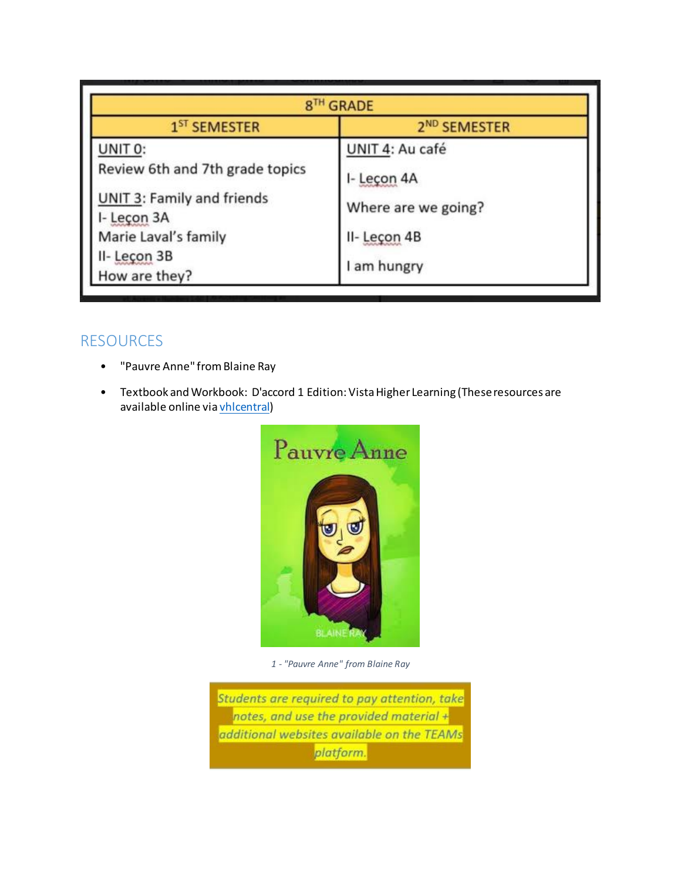| 8TH GRADE | |
|---|---|
| 1ST SEMESTER | 2ND SEMESTER |
| UNIT 0:<br>Review 6th and 7th grade topics<br><br>UNIT 3: Family and friends<br>I- Leçon 3A<br>Marie Laval's family<br>II- Leçon 3B<br>How are they? | UNIT 4: Au café<br><br>I- Leçon 4A<br><br>Where are we going?<br><br>II- Leçon 4B<br><br>I am hungry |

## RESOURCES

- "Pauvre Anne" from Blaine Ray
- Textbook and Workbook: D'accord 1 Edition: Vista Higher Learning (These resources are available online via vhlcentral)

*1 - "Pauvre Anne" from Blaine Ray*

*Students are required to pay attention, take notes, and use the provided material + additional websites available on the TEAMs platform.*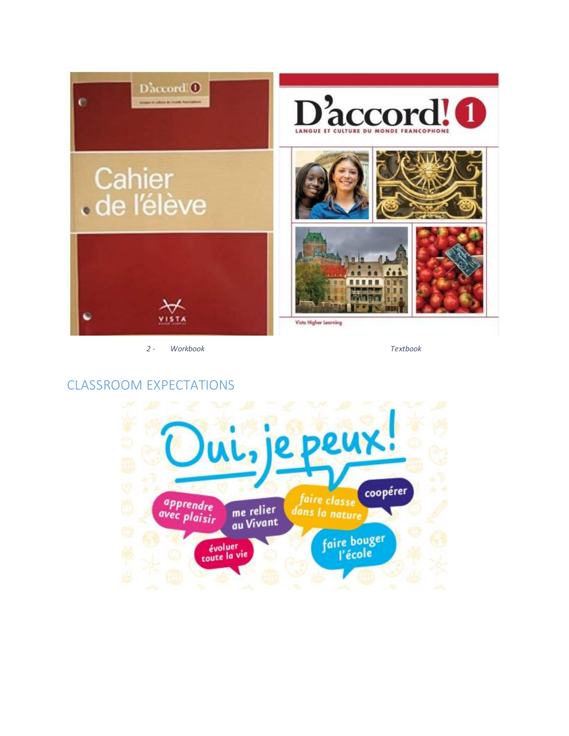2 - Workbook Textbook

## CLASSROOM EXPECTATIONS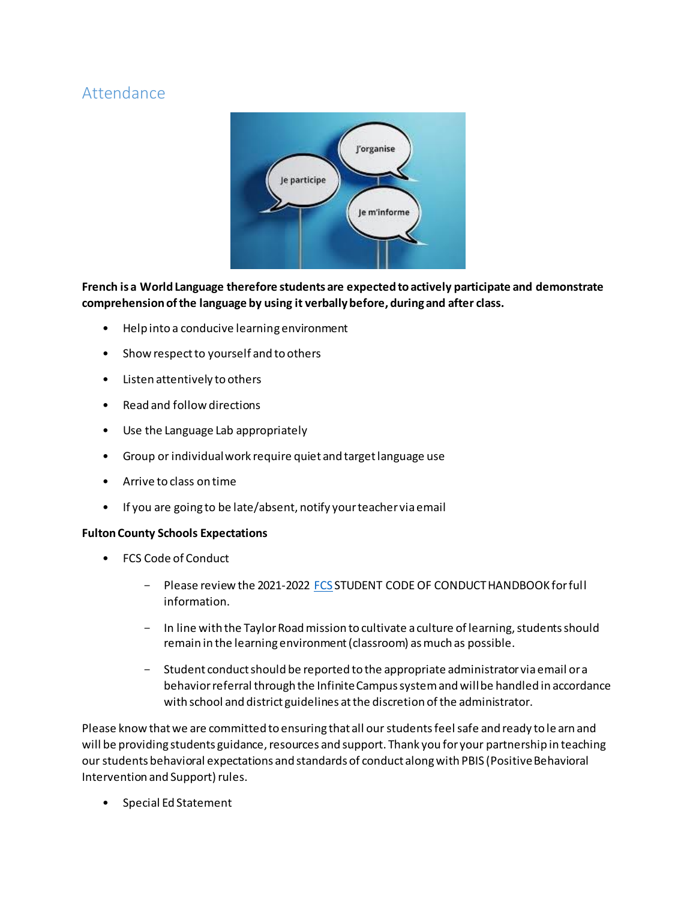## Attendance

**French is a World Language therefore students are expected to actively participate and demonstrate comprehension of the language by using it verbally before, during and after class.**

- Help into a conducive learning environment
- Show respect to yourself and to others
- Listen attentively to others
- Read and follow directions
- Use the Language Lab appropriately
- Group or individual work require quiet and target language use
- Arrive to class on time
- If you are going to be late/absent, notify your teacher via email

**Fulton County Schools Expectations**

- FCS Code of Conduct
  - Please review the 2021-2022 FCS STUDENT CODE OF CONDUCT HANDBOOK for full information.
  - In line with the Taylor Road mission to cultivate a culture of learning, students should remain in the learning environment (classroom) as much as possible.
  - Student conduct should be reported to the appropriate administrator via email or a behavior referral through the Infinite Campus system and will be handled in accordance with school and district guidelines at the discretion of the administrator.

Please know that we are committed to ensuring that all our students feel safe and ready to le arn and will be providing students guidance, resources and support. Thank you for your partnership in teaching our students behavioral expectations and standards of conduct along with PBIS (Positive Behavioral Intervention and Support) rules.

- Special Ed Statement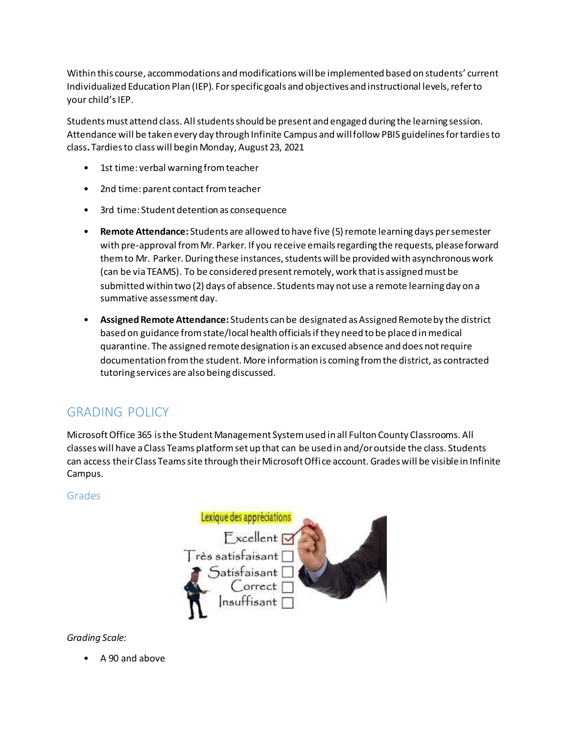Within this course, accommodations and modifications will be implemented based on students' current Individualized Education Plan (IEP). For specific goals and objectives and instructional levels, refer to your child's IEP.

Students must attend class. All students should be present and engaged during the learning session. Attendance will be taken every day through Infinite Campus and will follow PBIS guidelines for tardies to class. Tardies to class will begin Monday, August 23, 2021

- 1st time: verbal warning from teacher
- 2nd time: parent contact from teacher
- 3rd time: Student detention as consequence
- **Remote Attendance:** Students are allowed to have five (5) remote learning days per semester with pre-approval from Mr. Parker. If you receive emails regarding the requests, please forward them to Mr. Parker. During these instances, students will be provided with asynchronous work (can be via TEAMS). To be considered present remotely, work that is assigned must be submitted within two (2) days of absence. Students may not use a remote learning day on a summative assessment day.
- **Assigned Remote Attendance:** Students can be designated as Assigned Remote by the district based on guidance from state/local health officials if they need to be placed in medical quarantine. The assigned remote designation is an excused absence and does not require documentation from the student. More information is coming from the district, as contracted tutoring services are also being discussed.

## GRADING POLICY

Microsoft Office 365 is the Student Management System used in all Fulton County Classrooms. All classes will have a Class Teams platform set up that can be used in and/or outside the class. Students can access their Class Teams site through their Microsoft Office account. Grades will be visible in Infinite Campus.

### Grades

*Grading Scale:*

- A 90 and above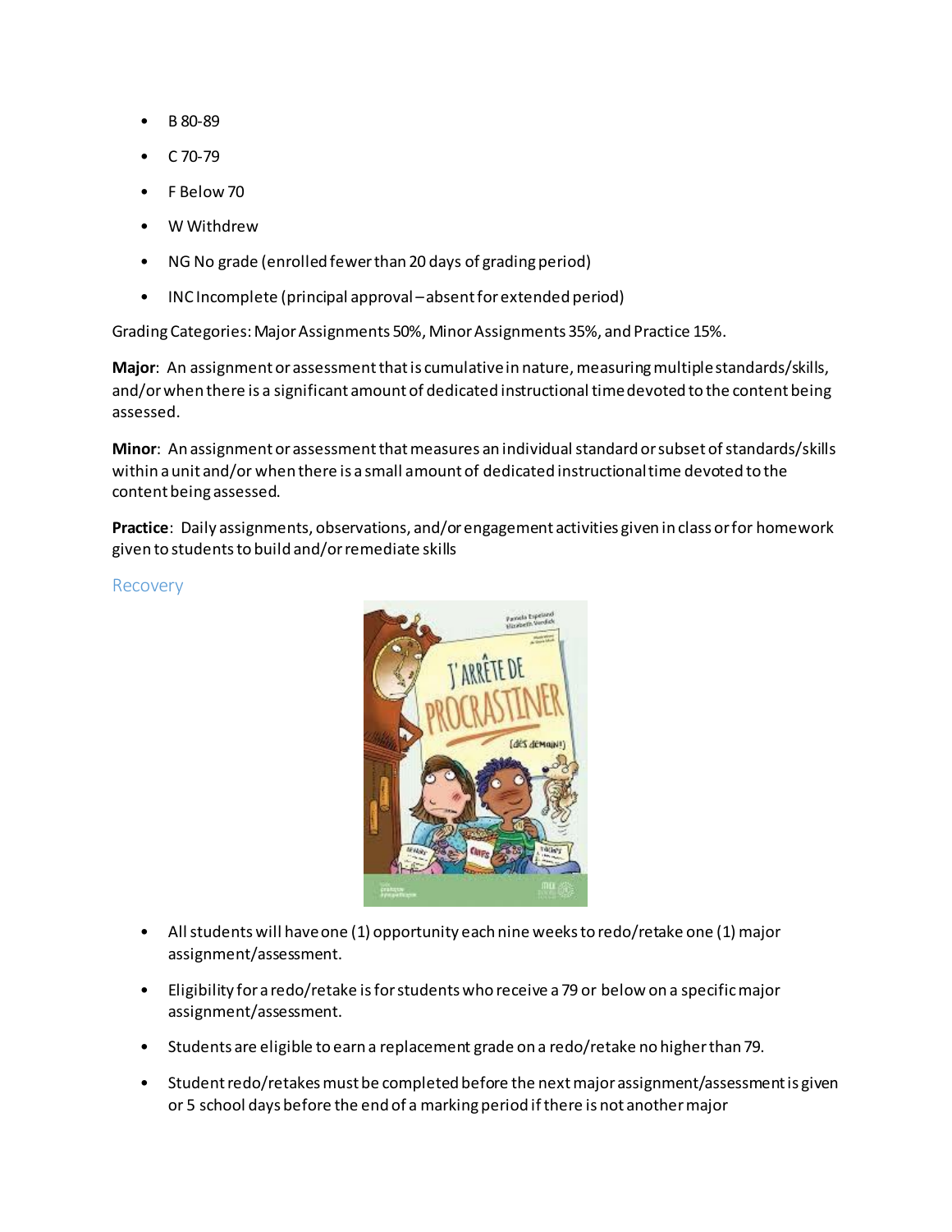- B 80-89
- C 70-79
- F Below 70
- W Withdrew
- NG No grade (enrolled fewer than 20 days of grading period)
- INC Incomplete (principal approval – absent for extended period)

Grading Categories: Major Assignments 50%, Minor Assignments 35%, and Practice 15%.

**Major**: An assignment or assessment that is cumulative in nature, measuring multiple standards/skills, and/or when there is a significant amount of dedicated instructional time devoted to the content being assessed.

**Minor**: An assignment or assessment that measures an individual standard or subset of standards/skills within a unit and/or when there is a small amount of dedicated instructional time devoted to the content being assessed.

**Practice**: Daily assignments, observations, and/or engagement activities given in class or for homework given to students to build and/or remediate skills

## Recovery

- All students will have one (1) opportunity each nine weeks to redo/retake one (1) major assignment/assessment.
- Eligibility for a redo/retake is for students who receive a 79 or below on a specific major assignment/assessment.
- Students are eligible to earn a replacement grade on a redo/retake no higher than 79.
- Student redo/retakes must be completed before the next major assignment/assessment is given or 5 school days before the end of a marking period if there is not another major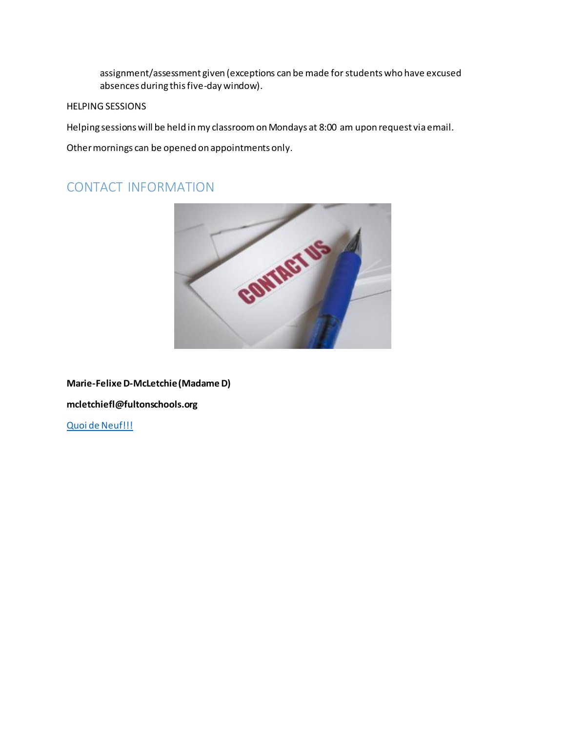assignment/assessment given (exceptions can be made for students who have excused absences during this five-day window).

HELPING SESSIONS

Helping sessions will be held in my classroom on Mondays at 8:00 am upon request via email.

Other mornings can be opened on appointments only.

## CONTACT INFORMATION

**Marie-Felixe D-McLetchie (Madame D)**

**mcletchiefl@fultonschools.org**

Quoi de Neuf!!!